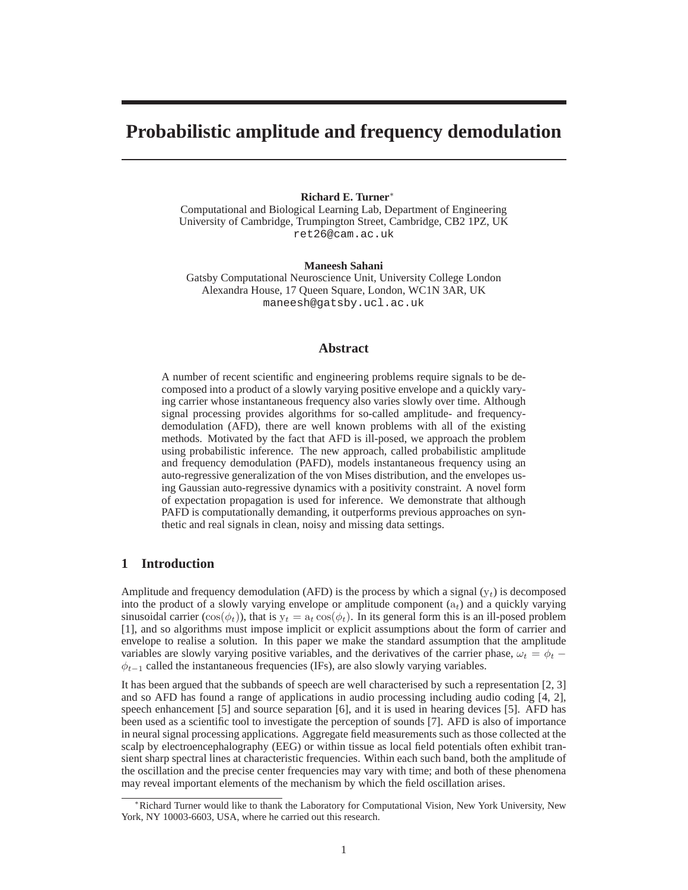# Probabilistic amplitude and frequency demodulation

**Richard E. Turner***
Computational and Biological Learning Lab, Department of Engineering
University of Cambridge, Trumpington Street, Cambridge, CB2 1PZ, UK
ret26@cam.ac.uk

**Maneesh Sahani**
Gatsby Computational Neuroscience Unit, University College London
Alexandra House, 17 Queen Square, London, WC1N 3AR, UK
maneesh@gatsby.ucl.ac.uk

## Abstract

A number of recent scientific and engineering problems require signals to be decomposed into a product of a slowly varying positive envelope and a quickly varying carrier whose instantaneous frequency also varies slowly over time. Although signal processing provides algorithms for so-called amplitude- and frequency-demodulation (AFD), there are well known problems with all of the existing methods. Motivated by the fact that AFD is ill-posed, we approach the problem using probabilistic inference. The new approach, called probabilistic amplitude and frequency demodulation (PAFD), models instantaneous frequency using an auto-regressive generalization of the von Mises distribution, and the envelopes using Gaussian auto-regressive dynamics with a positivity constraint. A novel form of expectation propagation is used for inference. We demonstrate that although PAFD is computationally demanding, it outperforms previous approaches on synthetic and real signals in clean, noisy and missing data settings.

## 1 Introduction

Amplitude and frequency demodulation (AFD) is the process by which a signal ($\mathrm{y}_t$) is decomposed into the product of a slowly varying envelope or amplitude component ($\mathrm{a}_t$) and a quickly varying sinusoidal carrier ($\cos(\phi_t)$), that is $\mathrm{y}_t = \mathrm{a}_t \cos(\phi_t)$. In its general form this is an ill-posed problem [1], and so algorithms must impose implicit or explicit assumptions about the form of carrier and envelope to realise a solution. In this paper we make the standard assumption that the amplitude variables are slowly varying positive variables, and the derivatives of the carrier phase, $\omega_t = \phi_t - \phi_{t-1}$ called the instantaneous frequencies (IFs), are also slowly varying variables.

It has been argued that the subbands of speech are well characterised by such a representation [2, 3] and so AFD has found a range of applications in audio processing including audio coding [4, 2], speech enhancement [5] and source separation [6], and it is used in hearing devices [5]. AFD has been used as a scientific tool to investigate the perception of sounds [7]. AFD is also of importance in neural signal processing applications. Aggregate field measurements such as those collected at the scalp by electroencephalography (EEG) or within tissue as local field potentials often exhibit transient sharp spectral lines at characteristic frequencies. Within each such band, both the amplitude of the oscillation and the precise center frequencies may vary with time; and both of these phenomena may reveal important elements of the mechanism by which the field oscillation arises.

*Richard Turner would like to thank the Laboratory for Computational Vision, New York University, New York, NY 10003-6603, USA, where he carried out this research.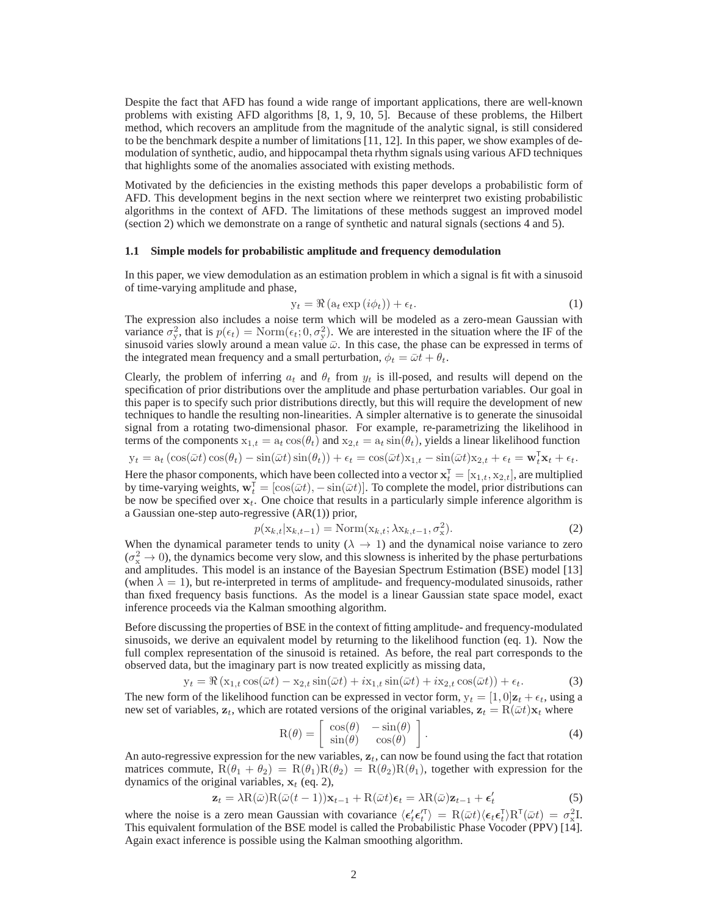Despite the fact that AFD has found a wide range of important applications, there are well-known problems with existing AFD algorithms [8, 1, 9, 10, 5]. Because of these problems, the Hilbert method, which recovers an amplitude from the magnitude of the analytic signal, is still considered to be the benchmark despite a number of limitations [11, 12]. In this paper, we show examples of demodulation of synthetic, audio, and hippocampal theta rhythm signals using various AFD techniques that highlights some of the anomalies associated with existing methods.

Motivated by the deficiencies in the existing methods this paper develops a probabilistic form of AFD. This development begins in the next section where we reinterpret two existing probabilistic algorithms in the context of AFD. The limitations of these methods suggest an improved model (section 2) which we demonstrate on a range of synthetic and natural signals (sections 4 and 5).

### 1.1 Simple models for probabilistic amplitude and frequency demodulation

In this paper, we view demodulation as an estimation problem in which a signal is fit with a sinusoid of time-varying amplitude and phase,

$$\mathrm{y}_t = \Re\left(\mathrm{a}_t \exp\left(i\phi_t\right)\right) + \epsilon_t. \tag{1}$$

The expression also includes a noise term which will be modeled as a zero-mean Gaussian with variance $\sigma_{\mathrm{y}}^2$, that is $p(\epsilon_t) = \mathrm{Norm}(\epsilon_t; 0, \sigma_{\mathrm{y}}^2)$. We are interested in the situation where the IF of the sinusoid varies slowly around a mean value $\bar{\omega}$. In this case, the phase can be expressed in terms of the integrated mean frequency and a small perturbation, $\phi_t = \bar{\omega}t + \theta_t$.

Clearly, the problem of inferring $a_t$ and $\theta_t$ from $y_t$ is ill-posed, and results will depend on the specification of prior distributions over the amplitude and phase perturbation variables. Our goal in this paper is to specify such prior distributions directly, but this will require the development of new techniques to handle the resulting non-linearities. A simpler alternative is to generate the sinusoidal signal from a rotating two-dimensional phasor. For example, re-parametrizing the likelihood in terms of the components $\mathrm{x}_{1,t} = \mathrm{a}_t \cos(\theta_t)$ and $\mathrm{x}_{2,t} = \mathrm{a}_t \sin(\theta_t)$, yields a linear likelihood function

$$\mathrm{y}_t = \mathrm{a}_t\left(\cos(\bar{\omega}t)\cos(\theta_t) - \sin(\bar{\omega}t)\sin(\theta_t)\right) + \epsilon_t = \cos(\bar{\omega}t)\mathrm{x}_{1,t} - \sin(\bar{\omega}t)\mathrm{x}_{2,t} + \epsilon_t = \mathbf{w}_t^{\mathsf{T}}\mathbf{x}_t + \epsilon_t.$$

Here the phasor components, which have been collected into a vector $\mathbf{x}_t^{\mathsf{T}} = [\mathrm{x}_{1,t}, \mathrm{x}_{2,t}]$, are multiplied by time-varying weights, $\mathbf{w}_t^{\mathsf{T}} = [\cos(\bar{\omega}t), -\sin(\bar{\omega}t)]$. To complete the model, prior distributions can be now be specified over $\mathbf{x}_t$. One choice that results in a particularly simple inference algorithm is a Gaussian one-step auto-regressive (AR(1)) prior,

$$p(\mathrm{x}_{k,t}|\mathrm{x}_{k,t-1}) = \mathrm{Norm}(\mathrm{x}_{k,t}; \lambda\mathrm{x}_{k,t-1}, \sigma_{\mathrm{x}}^2). \tag{2}$$

When the dynamical parameter tends to unity ($\lambda \to 1$) and the dynamical noise variance to zero ($\sigma_{\mathrm{x}}^2 \to 0$), the dynamics become very slow, and this slowness is inherited by the phase perturbations and amplitudes. This model is an instance of the Bayesian Spectrum Estimation (BSE) model [13] (when $\lambda = 1$), but re-interpreted in terms of amplitude- and frequency-modulated sinusoids, rather than fixed frequency basis functions. As the model is a linear Gaussian state space model, exact inference proceeds via the Kalman smoothing algorithm.

Before discussing the properties of BSE in the context of fitting amplitude- and frequency-modulated sinusoids, we derive an equivalent model by returning to the likelihood function (eq. 1). Now the full complex representation of the sinusoid is retained. As before, the real part corresponds to the observed data, but the imaginary part is now treated explicitly as missing data,

$$\mathrm{y}_t = \Re\left(\mathrm{x}_{1,t}\cos(\bar{\omega}t) - \mathrm{x}_{2,t}\sin(\bar{\omega}t) + i\mathrm{x}_{1,t}\sin(\bar{\omega}t) + i\mathrm{x}_{2,t}\cos(\bar{\omega}t)\right) + \epsilon_t. \tag{3}$$

The new form of the likelihood function can be expressed in vector form, $\mathrm{y}_t = [1, 0]\mathbf{z}_t + \epsilon_t$, using a new set of variables, $\mathbf{z}_t$, which are rotated versions of the original variables, $\mathbf{z}_t = \mathrm{R}(\bar{\omega}t)\mathbf{x}_t$ where

$$\mathrm{R}(\theta) = \begin{bmatrix} \cos(\theta) & -\sin(\theta) \\ \sin(\theta) & \cos(\theta) \end{bmatrix}. \tag{4}$$

An auto-regressive expression for the new variables, $\mathbf{z}_t$, can now be found using the fact that rotation matrices commute, $\mathrm{R}(\theta_1 + \theta_2) = \mathrm{R}(\theta_1)\mathrm{R}(\theta_2) = \mathrm{R}(\theta_2)\mathrm{R}(\theta_1)$, together with expression for the dynamics of the original variables, $\mathbf{x}_t$ (eq. 2),

$$\mathbf{z}_t = \lambda\mathrm{R}(\bar{\omega})\mathrm{R}(\bar{\omega}(t-1))\mathbf{x}_{t-1} + \mathrm{R}(\bar{\omega}t)\boldsymbol{\epsilon}_t = \lambda\mathrm{R}(\bar{\omega})\mathbf{z}_{t-1} + \boldsymbol{\epsilon}'_t \tag{5}$$

where the noise is a zero mean Gaussian with covariance $\langle\boldsymbol{\epsilon}'_t\boldsymbol{\epsilon}'^{\mathsf{T}}_t\rangle = \mathrm{R}(\bar{\omega}t)\langle\boldsymbol{\epsilon}_t\boldsymbol{\epsilon}_t^{\mathsf{T}}\rangle\mathrm{R}^{\mathsf{T}}(\bar{\omega}t) = \sigma_{\mathrm{x}}^2\mathrm{I}$. This equivalent formulation of the BSE model is called the Probabilistic Phase Vocoder (PPV) [14]. Again exact inference is possible using the Kalman smoothing algorithm.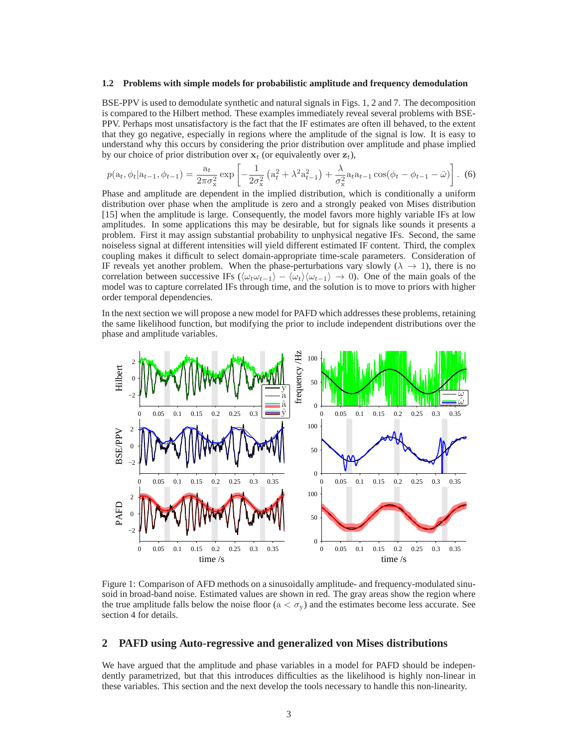### 1.2 Problems with simple models for probabilistic amplitude and frequency demodulation

BSE-PPV is used to demodulate synthetic and natural signals in Figs. 1, 2 and 7. The decomposition is compared to the Hilbert method. These examples immediately reveal several problems with BSE-PPV. Perhaps most unsatisfactory is the fact that the IF estimates are often ill behaved, to the extent that they go negative, especially in regions where the amplitude of the signal is low. It is easy to understand why this occurs by considering the prior distribution over amplitude and phase implied by our choice of prior distribution over $\mathrm{x}_t$ (or equivalently over $\mathrm{z}_t$),

$$p(\mathrm{a}_t, \phi_t | \mathrm{a}_{t-1}, \phi_{t-1}) = \frac{\mathrm{a}_t}{2\pi\sigma_{\mathrm{x}}^2} \exp\left[ -\frac{1}{2\sigma_{\mathrm{x}}^2}\left(\mathrm{a}_t^2 + \lambda^2 \mathrm{a}_{t-1}^2\right) + \frac{\lambda}{\sigma_{\mathrm{x}}^2} \mathrm{a}_t \mathrm{a}_{t-1} \cos(\phi_t - \phi_{t-1} - \bar{\omega}) \right]. \quad (6)$$

Phase and amplitude are dependent in the implied distribution, which is conditionally a uniform distribution over phase when the amplitude is zero and a strongly peaked von Mises distribution [15] when the amplitude is large. Consequently, the model favors more highly variable IFs at low amplitudes. In some applications this may be desirable, but for signals like sounds it presents a problem. First it may assign substantial probability to unphysical negative IFs. Second, the same noiseless signal at different intensities will yield different estimated IF content. Third, the complex coupling makes it difficult to select domain-appropriate time-scale parameters. Consideration of IF reveals yet another problem. When the phase-perturbations vary slowly ($\lambda \to 1$), there is no correlation between successive IFs ($\langle \omega_t \omega_{t-1} \rangle - \langle \omega_t \rangle \langle \omega_{t-1} \rangle \to 0$). One of the main goals of the model was to capture correlated IFs through time, and the solution is to move to priors with higher order temporal dependencies.

In the next section we will propose a new model for PAFD which addresses these problems, retaining the same likelihood function, but modifying the prior to include independent distributions over the phase and amplitude variables.

Figure 1: Comparison of AFD methods on a sinusoidally amplitude- and frequency-modulated sinusoid in broad-band noise. Estimated values are shown in red. The gray areas show the region where the true amplitude falls below the noise floor ($\mathrm{a} < \sigma_{\mathrm{y}}$) and the estimates become less accurate. See section 4 for details.

## 2 PAFD using Auto-regressive and generalized von Mises distributions

We have argued that the amplitude and phase variables in a model for PAFD should be independently parametrized, but that this introduces difficulties as the likelihood is highly non-linear in these variables. This section and the next develop the tools necessary to handle this non-linearity.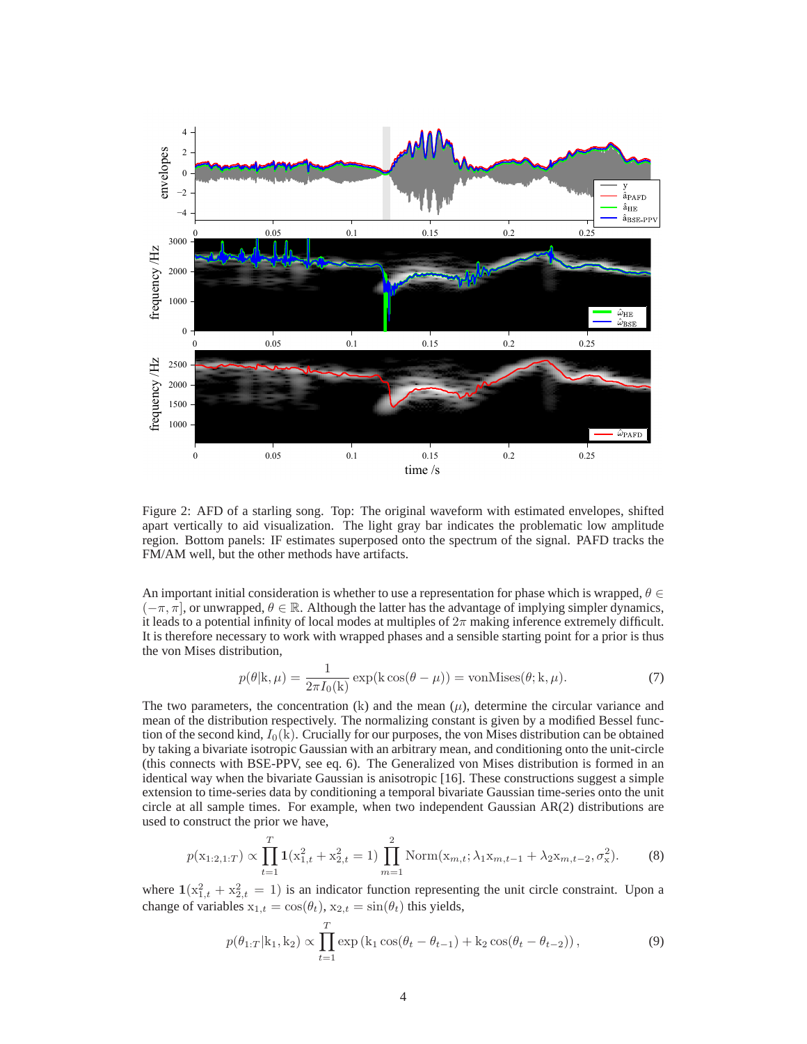Figure 2: AFD of a starling song. Top: The original waveform with estimated envelopes, shifted apart vertically to aid visualization. The light gray bar indicates the problematic low amplitude region. Bottom panels: IF estimates superposed onto the spectrum of the signal. PAFD tracks the FM/AM well, but the other methods have artifacts.

An important initial consideration is whether to use a representation for phase which is wrapped, $\theta \in (-\pi, \pi]$, or unwrapped, $\theta \in \mathbb{R}$. Although the latter has the advantage of implying simpler dynamics, it leads to a potential infinity of local modes at multiples of $2\pi$ making inference extremely difficult. It is therefore necessary to work with wrapped phases and a sensible starting point for a prior is thus the von Mises distribution,

$$p(\theta|\mathrm{k}, \mu) = \frac{1}{2\pi I_0(\mathrm{k})} \exp(\mathrm{k} \cos(\theta - \mu)) = \mathrm{vonMises}(\theta; \mathrm{k}, \mu). \tag{7}$$

The two parameters, the concentration (k) and the mean ($\mu$), determine the circular variance and mean of the distribution respectively. The normalizing constant is given by a modified Bessel function of the second kind, $I_0(\mathrm{k})$. Crucially for our purposes, the von Mises distribution can be obtained by taking a bivariate isotropic Gaussian with an arbitrary mean, and conditioning onto the unit-circle (this connects with BSE-PPV, see eq. 6). The Generalized von Mises distribution is formed in an identical way when the bivariate Gaussian is anisotropic [16]. These constructions suggest a simple extension to time-series data by conditioning a temporal bivariate Gaussian time-series onto the unit circle at all sample times. For example, when two independent Gaussian AR(2) distributions are used to construct the prior we have,

$$p(\mathrm{x}_{1:2,1:T}) \propto \prod_{t=1}^{T} \mathbf{1}(\mathrm{x}_{1,t}^2 + \mathrm{x}_{2,t}^2 = 1) \prod_{m=1}^{2} \mathrm{Norm}(\mathrm{x}_{m,t}; \lambda_1 \mathrm{x}_{m,t-1} + \lambda_2 \mathrm{x}_{m,t-2}, \sigma_{\mathrm{x}}^2). \tag{8}$$

where $\mathbf{1}(\mathrm{x}_{1,t}^2 + \mathrm{x}_{2,t}^2 = 1)$ is an indicator function representing the unit circle constraint. Upon a change of variables $\mathrm{x}_{1,t} = \cos(\theta_t)$, $\mathrm{x}_{2,t} = \sin(\theta_t)$ this yields,

$$p(\theta_{1:T}|\mathrm{k}_1, \mathrm{k}_2) \propto \prod_{t=1}^{T} \exp\left(\mathrm{k}_1 \cos(\theta_t - \theta_{t-1}) + \mathrm{k}_2 \cos(\theta_t - \theta_{t-2})\right), \tag{9}$$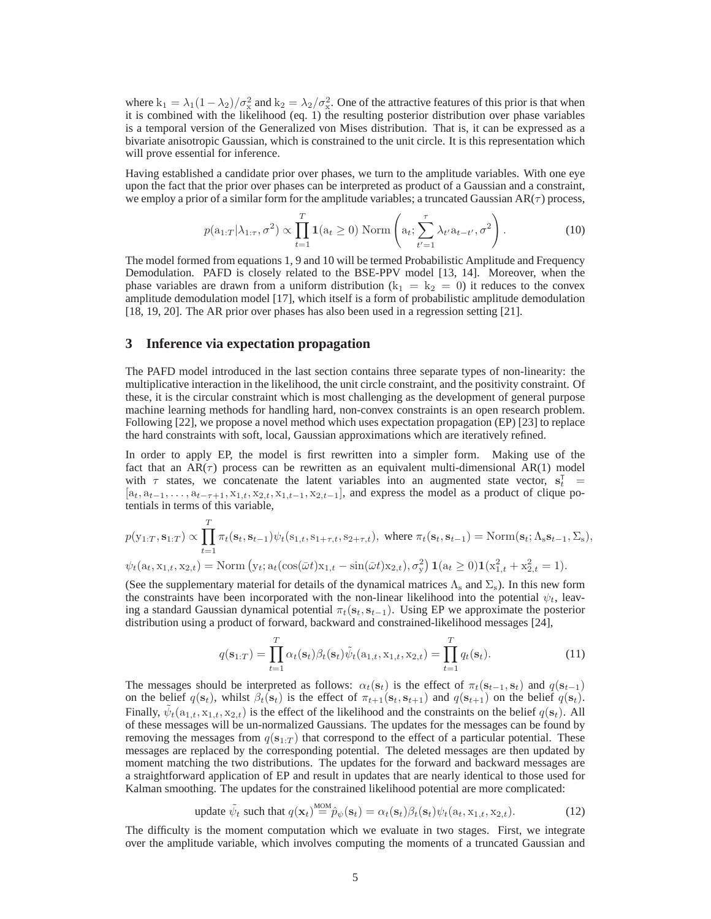where $k_1 = \lambda_1(1-\lambda_2)/\sigma_x^2$ and $k_2 = \lambda_2/\sigma_x^2$. One of the attractive features of this prior is that when it is combined with the likelihood (eq. 1) the resulting posterior distribution over phase variables is a temporal version of the Generalized von Mises distribution. That is, it can be expressed as a bivariate anisotropic Gaussian, which is constrained to the unit circle. It is this representation which will prove essential for inference.

Having established a candidate prior over phases, we turn to the amplitude variables. With one eye upon the fact that the prior over phases can be interpreted as product of a Gaussian and a constraint, we employ a prior of a similar form for the amplitude variables; a truncated Gaussian AR($\tau$) process,

$$p(a_{1:T}|\lambda_{1:\tau}, \sigma^2) \propto \prod_{t=1}^{T} \mathbf{1}(a_t \geq 0)\ \mathrm{Norm}\left(a_t; \sum_{t'=1}^{\tau} \lambda_{t'} a_{t-t'}, \sigma^2\right). \tag{10}$$

The model formed from equations 1, 9 and 10 will be termed Probabilistic Amplitude and Frequency Demodulation. PAFD is closely related to the BSE-PPV model [13, 14]. Moreover, when the phase variables are drawn from a uniform distribution ($k_1 = k_2 = 0$) it reduces to the convex amplitude demodulation model [17], which itself is a form of probabilistic amplitude demodulation [18, 19, 20]. The AR prior over phases has also been used in a regression setting [21].

## 3 Inference via expectation propagation

The PAFD model introduced in the last section contains three separate types of non-linearity: the multiplicative interaction in the likelihood, the unit circle constraint, and the positivity constraint. Of these, it is the circular constraint which is most challenging as the development of general purpose machine learning methods for handling hard, non-convex constraints is an open research problem. Following [22], we propose a novel method which uses expectation propagation (EP) [23] to replace the hard constraints with soft, local, Gaussian approximations which are iteratively refined.

In order to apply EP, the model is first rewritten into a simpler form. Making use of the fact that an AR($\tau$) process can be rewritten as an equivalent multi-dimensional AR(1) model with $\tau$ states, we concatenate the latent variables into an augmented state vector, $\mathbf{s}_t^\intercal = [a_t, a_{t-1}, \ldots, a_{t-\tau+1}, x_{1,t}, x_{2,t}, x_{1,t-1}, x_{2,t-1}]$, and express the model as a product of clique potentials in terms of this variable,

$$p(y_{1:T}, \mathbf{s}_{1:T}) \propto \prod_{t=1}^{T} \pi_t(\mathbf{s}_t, \mathbf{s}_{t-1}) \psi_t(s_{1,t}, s_{1+\tau,t}, s_{2+\tau,t}),\ \text{where}\ \pi_t(\mathbf{s}_t, \mathbf{s}_{t-1}) = \mathrm{Norm}(\mathbf{s}_t; \Lambda_s \mathbf{s}_{t-1}, \Sigma_s),$$

$$\psi_t(a_t, x_{1,t}, x_{2,t}) = \mathrm{Norm}\left(y_t; a_t(\cos(\bar{\omega}t)x_{1,t} - \sin(\bar{\omega}t)x_{2,t}), \sigma_y^2\right) \mathbf{1}(a_t \geq 0)\mathbf{1}(x_{1,t}^2 + x_{2,t}^2 = 1).$$

(See the supplementary material for details of the dynamical matrices $\Lambda_s$ and $\Sigma_s$). In this new form the constraints have been incorporated with the non-linear likelihood into the potential $\psi_t$, leaving a standard Gaussian dynamical potential $\pi_t(\mathbf{s}_t, \mathbf{s}_{t-1})$. Using EP we approximate the posterior distribution using a product of forward, backward and constrained-likelihood messages [24],

$$q(\mathbf{s}_{1:T}) = \prod_{t=1}^{T} \alpha_t(\mathbf{s}_t)\beta_t(\mathbf{s}_t)\tilde{\psi}_t(a_{1,t}, x_{1,t}, x_{2,t}) = \prod_{t=1}^{T} q_t(\mathbf{s}_t). \tag{11}$$

The messages should be interpreted as follows: $\alpha_t(\mathbf{s}_t)$ is the effect of $\pi_t(\mathbf{s}_{t-1}, \mathbf{s}_t)$ and $q(\mathbf{s}_{t-1})$ on the belief $q(\mathbf{s}_t)$, whilst $\beta_t(\mathbf{s}_t)$ is the effect of $\pi_{t+1}(\mathbf{s}_t, \mathbf{s}_{t+1})$ and $q(\mathbf{s}_{t+1})$ on the belief $q(\mathbf{s}_t)$. Finally, $\tilde{\psi}_t(a_{1,t}, x_{1,t}, x_{2,t})$ is the effect of the likelihood and the constraints on the belief $q(\mathbf{s}_t)$. All of these messages will be un-normalized Gaussians. The updates for the messages can be found by removing the messages from $q(\mathbf{s}_{1:T})$ that correspond to the effect of a particular potential. These messages are replaced by the corresponding potential. The deleted messages are then updated by moment matching the two distributions. The updates for the forward and backward messages are a straightforward application of EP and result in updates that are nearly identical to those used for Kalman smoothing. The updates for the constrained likelihood potential are more complicated:

$$\text{update } \tilde{\psi}_t \text{ such that } q(\mathbf{x}_t) \overset{\text{MOM}}{=} \hat{p}_\psi(\mathbf{s}_t) = \alpha_t(\mathbf{s}_t)\beta_t(\mathbf{s}_t)\psi_t(a_t, x_{1,t}, x_{2,t}). \tag{12}$$

The difficulty is the moment computation which we evaluate in two stages. First, we integrate over the amplitude variable, which involves computing the moments of a truncated Gaussian and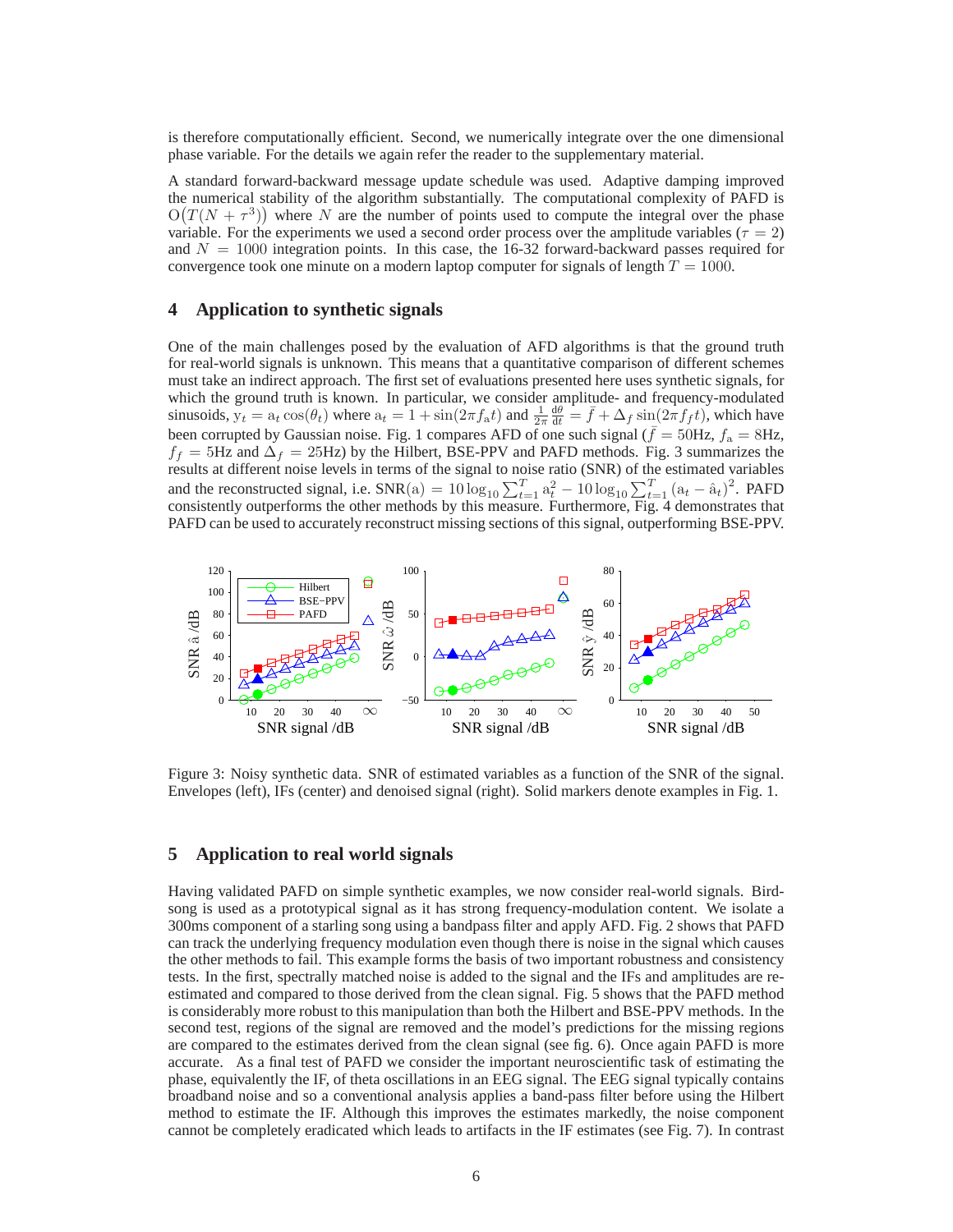is therefore computationally efficient. Second, we numerically integrate over the one dimensional phase variable. For the details we again refer the reader to the supplementary material.

A standard forward-backward message update schedule was used. Adaptive damping improved the numerical stability of the algorithm substantially. The computational complexity of PAFD is $\mathrm{O}(T(N+\tau^3))$ where $N$ are the number of points used to compute the integral over the phase variable. For the experiments we used a second order process over the amplitude variables ($\tau = 2$) and $N = 1000$ integration points. In this case, the 16-32 forward-backward passes required for convergence took one minute on a modern laptop computer for signals of length $T = 1000$.

## 4 Application to synthetic signals

One of the main challenges posed by the evaluation of AFD algorithms is that the ground truth for real-world signals is unknown. This means that a quantitative comparison of different schemes must take an indirect approach. The first set of evaluations presented here uses synthetic signals, for which the ground truth is known. In particular, we consider amplitude- and frequency-modulated sinusoids, $\mathrm{y}_t = \mathrm{a}_t \cos(\theta_t)$ where $\mathrm{a}_t = 1 + \sin(2\pi f_\mathrm{a} t)$ and $\frac{1}{2\pi}\frac{\mathrm{d}\theta}{\mathrm{d}t} = \bar{f} + \Delta_f \sin(2\pi f_f t)$, which have been corrupted by Gaussian noise. Fig. 1 compares AFD of one such signal ($\bar{f} = 50$Hz, $f_\mathrm{a} = 8$Hz, $f_f = 5$Hz and $\Delta_f = 25$Hz) by the Hilbert, BSE-PPV and PAFD methods. Fig. 3 summarizes the results at different noise levels in terms of the signal to noise ratio (SNR) of the estimated variables and the reconstructed signal, i.e. $\mathrm{SNR}(\mathrm{a}) = 10\log_{10}\sum_{t=1}^{T}\mathrm{a}_t^2 - 10\log_{10}\sum_{t=1}^{T}\left(\mathrm{a}_t - \hat{\mathrm{a}}_t\right)^2$. PAFD consistently outperforms the other methods by this measure. Furthermore, Fig. 4 demonstrates that PAFD can be used to accurately reconstruct missing sections of this signal, outperforming BSE-PPV.

Figure 3: Noisy synthetic data. SNR of estimated variables as a function of the SNR of the signal. Envelopes (left), IFs (center) and denoised signal (right). Solid markers denote examples in Fig. 1.

## 5 Application to real world signals

Having validated PAFD on simple synthetic examples, we now consider real-world signals. Birdsong is used as a prototypical signal as it has strong frequency-modulation content. We isolate a 300ms component of a starling song using a bandpass filter and apply AFD. Fig. 2 shows that PAFD can track the underlying frequency modulation even though there is noise in the signal which causes the other methods to fail. This example forms the basis of two important robustness and consistency tests. In the first, spectrally matched noise is added to the signal and the IFs and amplitudes are re-estimated and compared to those derived from the clean signal. Fig. 5 shows that the PAFD method is considerably more robust to this manipulation than both the Hilbert and BSE-PPV methods. In the second test, regions of the signal are removed and the model's predictions for the missing regions are compared to the estimates derived from the clean signal (see fig. 6). Once again PAFD is more accurate. As a final test of PAFD we consider the important neuroscientific task of estimating the phase, equivalently the IF, of theta oscillations in an EEG signal. The EEG signal typically contains broadband noise and so a conventional analysis applies a band-pass filter before using the Hilbert method to estimate the IF. Although this improves the estimates markedly, the noise component cannot be completely eradicated which leads to artifacts in the IF estimates (see Fig. 7). In contrast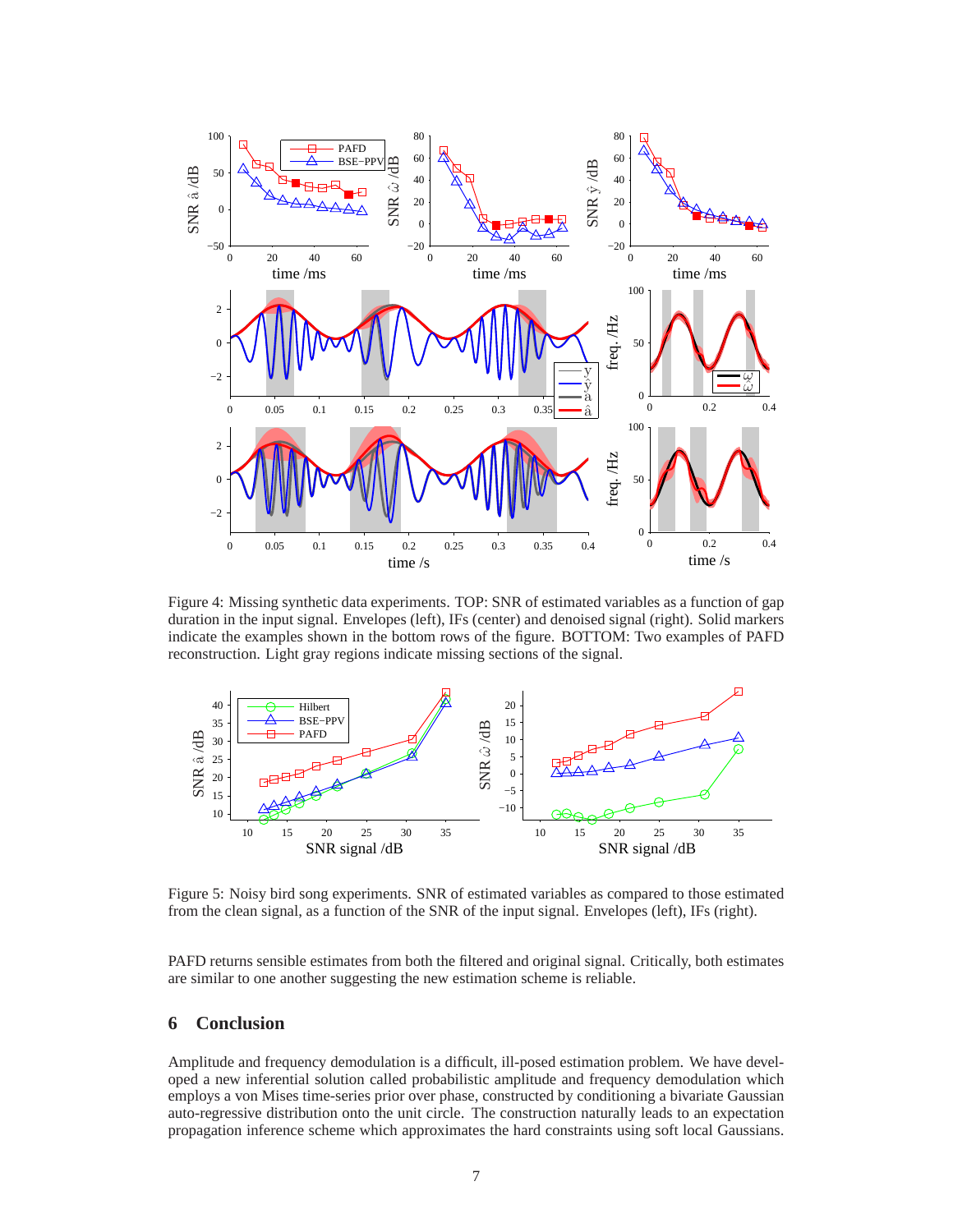Figure 4: Missing synthetic data experiments. TOP: SNR of estimated variables as a function of gap duration in the input signal. Envelopes (left), IFs (center) and denoised signal (right). Solid markers indicate the examples shown in the bottom rows of the figure. BOTTOM: Two examples of PAFD reconstruction. Light gray regions indicate missing sections of the signal.

Figure 5: Noisy bird song experiments. SNR of estimated variables as compared to those estimated from the clean signal, as a function of the SNR of the input signal. Envelopes (left), IFs (right).

PAFD returns sensible estimates from both the filtered and original signal. Critically, both estimates are similar to one another suggesting the new estimation scheme is reliable.

## 6 Conclusion

Amplitude and frequency demodulation is a difficult, ill-posed estimation problem. We have developed a new inferential solution called probabilistic amplitude and frequency demodulation which employs a von Mises time-series prior over phase, constructed by conditioning a bivariate Gaussian auto-regressive distribution onto the unit circle. The construction naturally leads to an expectation propagation inference scheme which approximates the hard constraints using soft local Gaussians.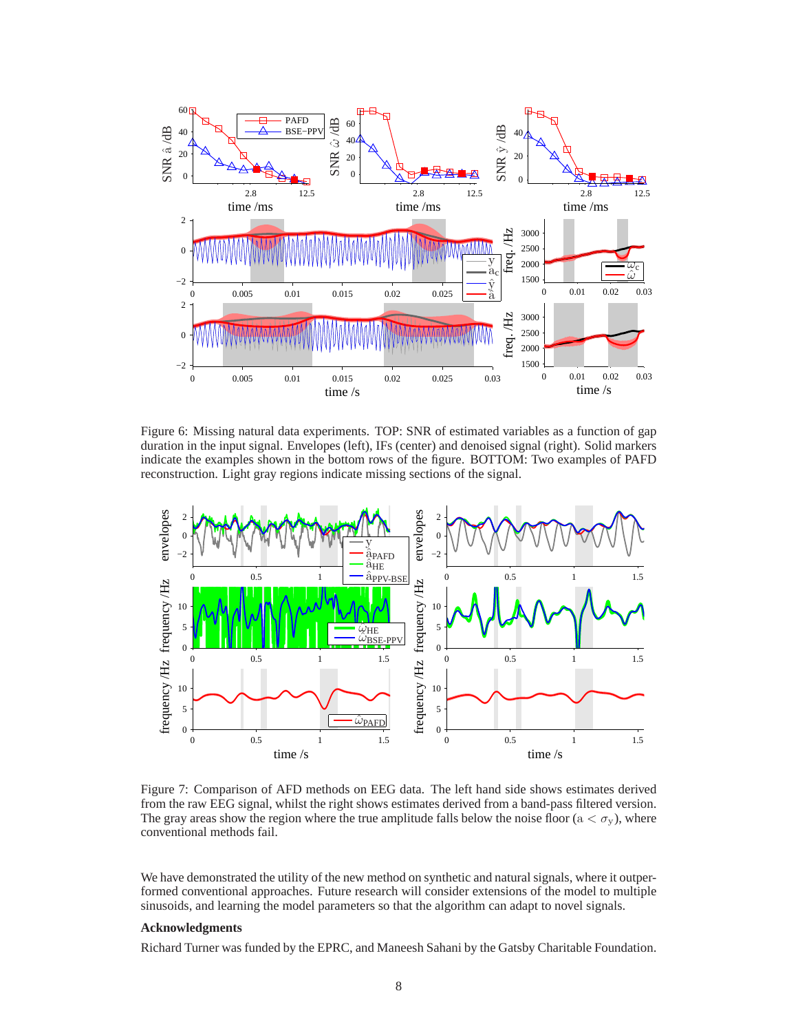Figure 6: Missing natural data experiments. TOP: SNR of estimated variables as a function of gap duration in the input signal. Envelopes (left), IFs (center) and denoised signal (right). Solid markers indicate the examples shown in the bottom rows of the figure. BOTTOM: Two examples of PAFD reconstruction. Light gray regions indicate missing sections of the signal.

Figure 7: Comparison of AFD methods on EEG data. The left hand side shows estimates derived from the raw EEG signal, whilst the right shows estimates derived from a band-pass filtered version. The gray areas show the region where the true amplitude falls below the noise floor ($a < \sigma_y$), where conventional methods fail.

We have demonstrated the utility of the new method on synthetic and natural signals, where it outperformed conventional approaches. Future research will consider extensions of the model to multiple sinusoids, and learning the model parameters so that the algorithm can adapt to novel signals.

**Acknowledgments**

Richard Turner was funded by the EPRC, and Maneesh Sahani by the Gatsby Charitable Foundation.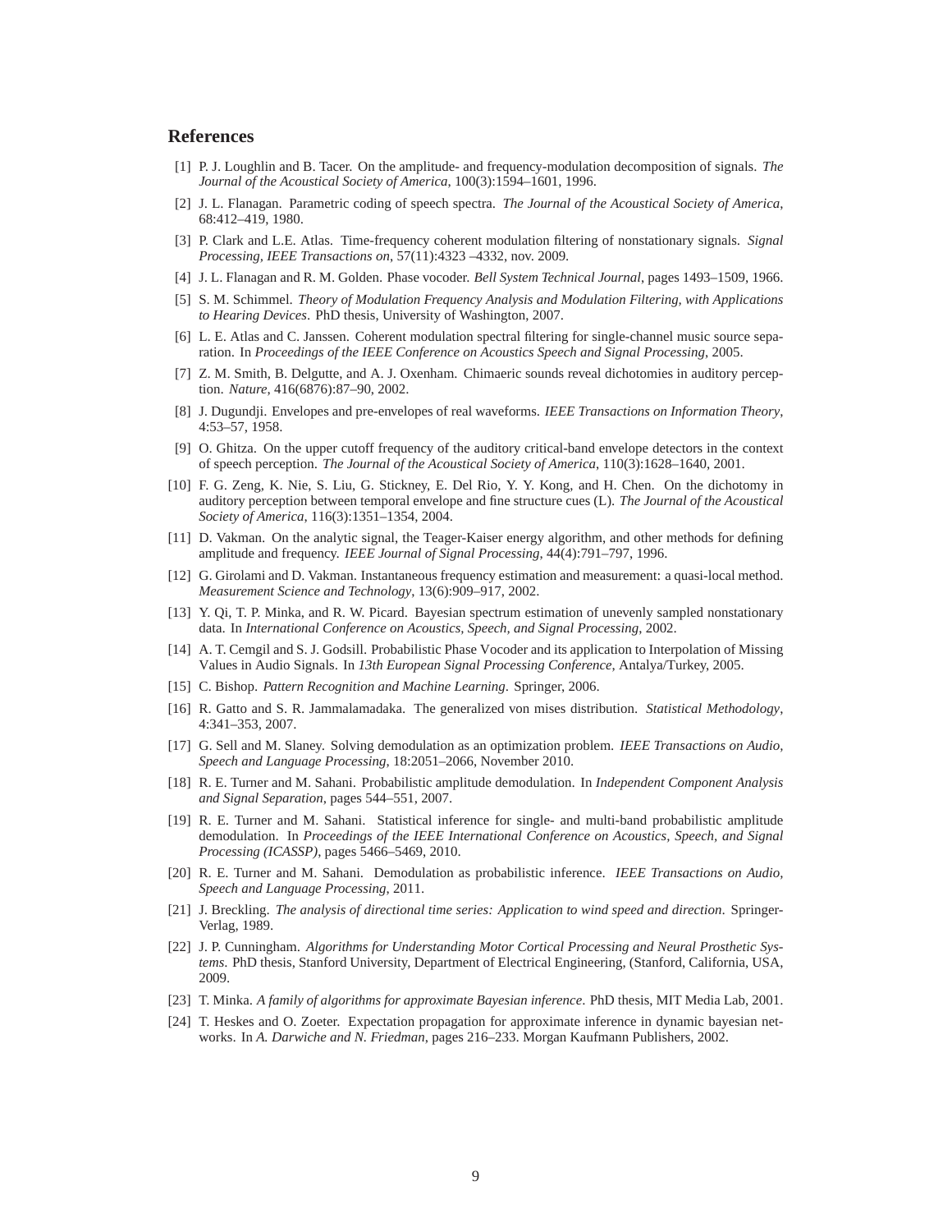## References

[1] P. J. Loughlin and B. Tacer. On the amplitude- and frequency-modulation decomposition of signals. *The Journal of the Acoustical Society of America*, 100(3):1594–1601, 1996.

[2] J. L. Flanagan. Parametric coding of speech spectra. *The Journal of the Acoustical Society of America*, 68:412–419, 1980.

[3] P. Clark and L.E. Atlas. Time-frequency coherent modulation filtering of nonstationary signals. *Signal Processing, IEEE Transactions on*, 57(11):4323 –4332, nov. 2009.

[4] J. L. Flanagan and R. M. Golden. Phase vocoder. *Bell System Technical Journal*, pages 1493–1509, 1966.

[5] S. M. Schimmel. *Theory of Modulation Frequency Analysis and Modulation Filtering, with Applications to Hearing Devices*. PhD thesis, University of Washington, 2007.

[6] L. E. Atlas and C. Janssen. Coherent modulation spectral filtering for single-channel music source separation. In *Proceedings of the IEEE Conference on Acoustics Speech and Signal Processing*, 2005.

[7] Z. M. Smith, B. Delgutte, and A. J. Oxenham. Chimaeric sounds reveal dichotomies in auditory perception. *Nature*, 416(6876):87–90, 2002.

[8] J. Dugundji. Envelopes and pre-envelopes of real waveforms. *IEEE Transactions on Information Theory*, 4:53–57, 1958.

[9] O. Ghitza. On the upper cutoff frequency of the auditory critical-band envelope detectors in the context of speech perception. *The Journal of the Acoustical Society of America*, 110(3):1628–1640, 2001.

[10] F. G. Zeng, K. Nie, S. Liu, G. Stickney, E. Del Rio, Y. Y. Kong, and H. Chen. On the dichotomy in auditory perception between temporal envelope and fine structure cues (L). *The Journal of the Acoustical Society of America*, 116(3):1351–1354, 2004.

[11] D. Vakman. On the analytic signal, the Teager-Kaiser energy algorithm, and other methods for defining amplitude and frequency. *IEEE Journal of Signal Processing*, 44(4):791–797, 1996.

[12] G. Girolami and D. Vakman. Instantaneous frequency estimation and measurement: a quasi-local method. *Measurement Science and Technology*, 13(6):909–917, 2002.

[13] Y. Qi, T. P. Minka, and R. W. Picard. Bayesian spectrum estimation of unevenly sampled nonstationary data. In *International Conference on Acoustics, Speech, and Signal Processing*, 2002.

[14] A. T. Cemgil and S. J. Godsill. Probabilistic Phase Vocoder and its application to Interpolation of Missing Values in Audio Signals. In *13th European Signal Processing Conference*, Antalya/Turkey, 2005.

[15] C. Bishop. *Pattern Recognition and Machine Learning*. Springer, 2006.

[16] R. Gatto and S. R. Jammalamadaka. The generalized von mises distribution. *Statistical Methodology*, 4:341–353, 2007.

[17] G. Sell and M. Slaney. Solving demodulation as an optimization problem. *IEEE Transactions on Audio, Speech and Language Processing*, 18:2051–2066, November 2010.

[18] R. E. Turner and M. Sahani. Probabilistic amplitude demodulation. In *Independent Component Analysis and Signal Separation*, pages 544–551, 2007.

[19] R. E. Turner and M. Sahani. Statistical inference for single- and multi-band probabilistic amplitude demodulation. In *Proceedings of the IEEE International Conference on Acoustics, Speech, and Signal Processing (ICASSP)*, pages 5466–5469, 2010.

[20] R. E. Turner and M. Sahani. Demodulation as probabilistic inference. *IEEE Transactions on Audio, Speech and Language Processing*, 2011.

[21] J. Breckling. *The analysis of directional time series: Application to wind speed and direction*. Springer-Verlag, 1989.

[22] J. P. Cunningham. *Algorithms for Understanding Motor Cortical Processing and Neural Prosthetic Systems*. PhD thesis, Stanford University, Department of Electrical Engineering, (Stanford, California, USA, 2009.

[23] T. Minka. *A family of algorithms for approximate Bayesian inference*. PhD thesis, MIT Media Lab, 2001.

[24] T. Heskes and O. Zoeter. Expectation propagation for approximate inference in dynamic bayesian networks. In *A. Darwiche and N. Friedman*, pages 216–233. Morgan Kaufmann Publishers, 2002.